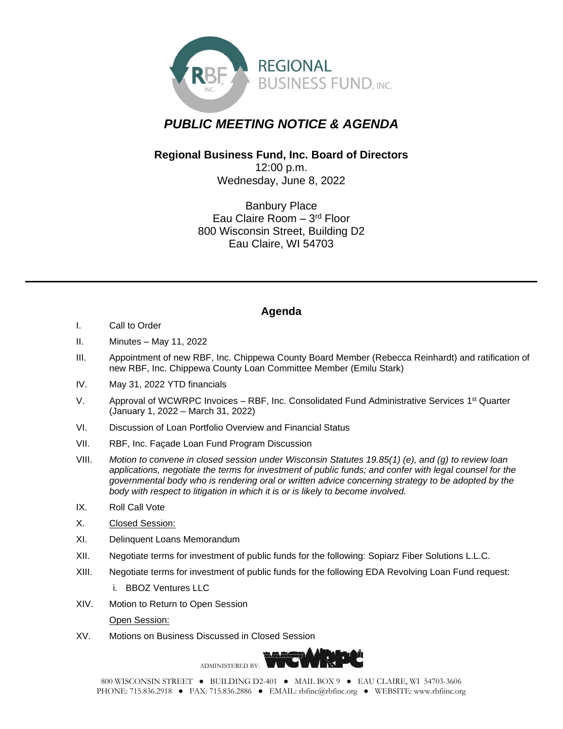REGIONAL BUSINESS FUND, INC.

# *PUBLIC MEETING NOTICE & AGENDA*

**Regional Business Fund, Inc. Board of Directors**
12:00 p.m.
Wednesday, June 8, 2022

Banbury Place
Eau Claire Room – 3rd Floor
800 Wisconsin Street, Building D2
Eau Claire, WI 54703

---

## Agenda

I. Call to Order

II. Minutes – May 11, 2022

III. Appointment of new RBF, Inc. Chippewa County Board Member (Rebecca Reinhardt) and ratification of new RBF, Inc. Chippewa County Loan Committee Member (Emilu Stark)

IV. May 31, 2022 YTD financials

V. Approval of WCWRPC Invoices – RBF, Inc. Consolidated Fund Administrative Services 1st Quarter (January 1, 2022 – March 31, 2022)

VI. Discussion of Loan Portfolio Overview and Financial Status

VII. RBF, Inc. Façade Loan Fund Program Discussion

VIII. *Motion to convene in closed session under Wisconsin Statutes 19.85(1) (e), and (g) to review loan applications, negotiate the terms for investment of public funds; and confer with legal counsel for the governmental body who is rendering oral or written advice concerning strategy to be adopted by the body with respect to litigation in which it is or is likely to become involved.*

IX. Roll Call Vote

X. Closed Session:

XI. Delinquent Loans Memorandum

XII. Negotiate terms for investment of public funds for the following: Sopiarz Fiber Solutions L.L.C.

XIII. Negotiate terms for investment of public funds for the following EDA Revolving Loan Fund request:

  i. BBOZ Ventures LLC

XIV. Motion to Return to Open Session

Open Session:

XV. Motions on Business Discussed in Closed Session

ADMINISTERED BY: WCWRPC

800 WISCONSIN STREET ● BUILDING D2-401 ● MAIL BOX 9 ● EAU CLAIRE, WI 54703-3606
PHONE: 715.836.2918 ● FAX: 715.836.2886 ● EMAIL: rbfinc@rbfinc.org ● WEBSITE: www.rbfiinc.org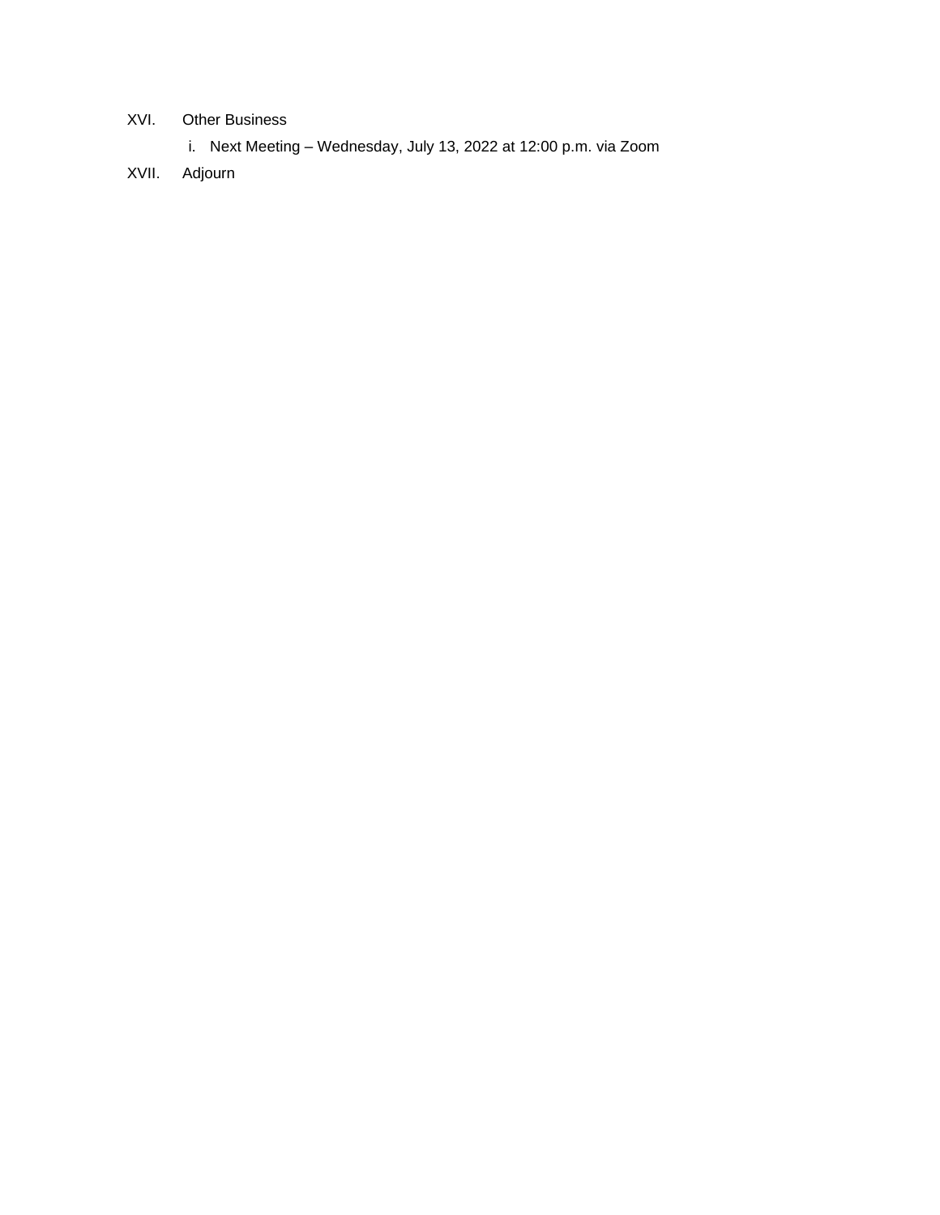XVI. Other Business

   i. Next Meeting – Wednesday, July 13, 2022 at 12:00 p.m. via Zoom

XVII. Adjourn